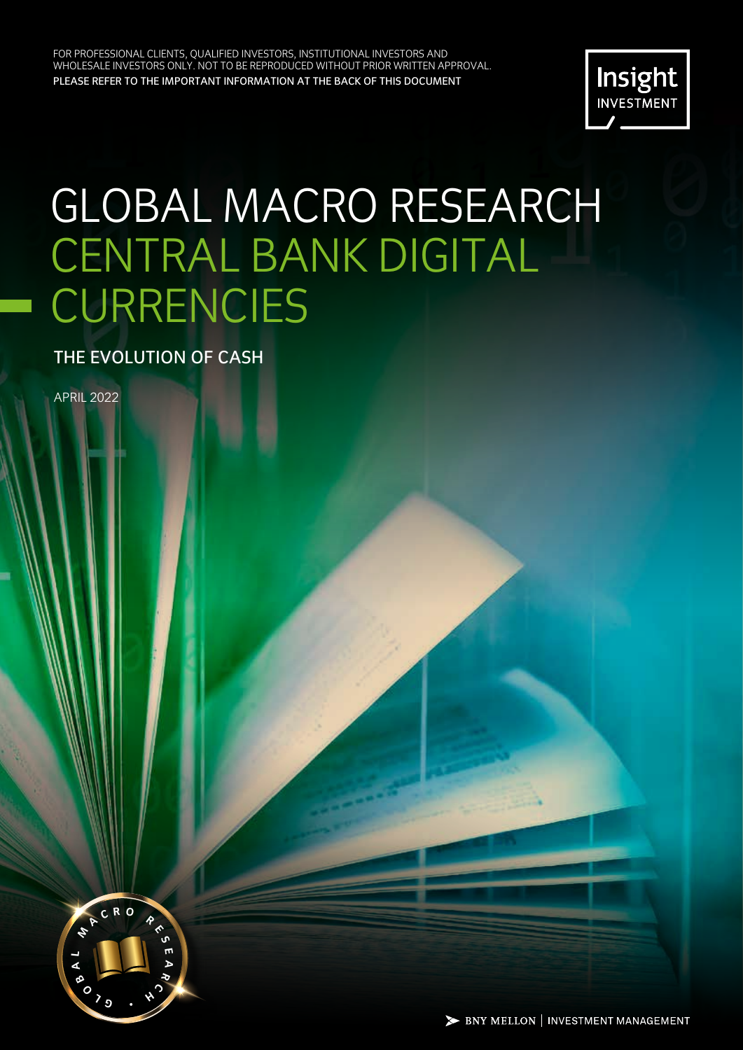FOR PROFESSIONAL CLIENTS, QUALIFIED INVESTORS, INSTITUTIONAL INVESTORS AND WHOLESALE INVESTORS ONLY. NOT TO BE REPRODUCED WITHOUT PRIOR WRITTEN APPROVAL.

PLEASE REFER TO THE IMPORTANT INFORMATION AT THE BACK OF THIS DOCUMENT

Insight INVESTMENT

# GLOBAL MACRO RESEARCH CENTRAL BANK DIGITAL CURRENCIES

## THE EVOLUTION OF CASH

APRIL 2022

BNY MELLON | INVESTMENT MANAGEMENT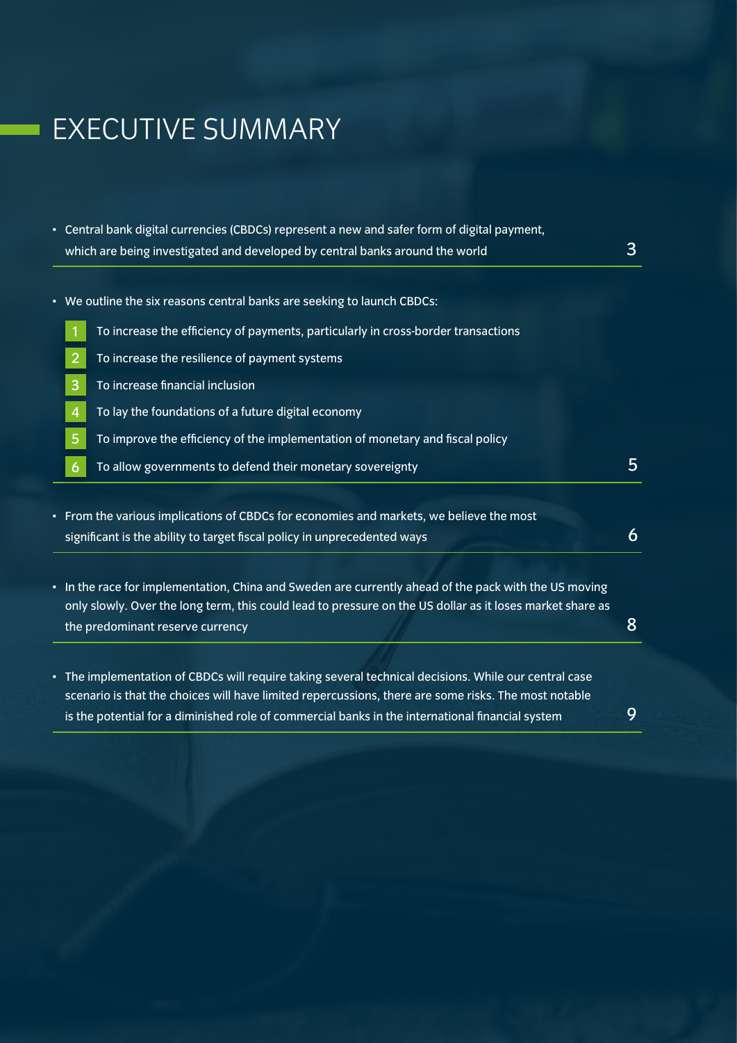# EXECUTIVE SUMMARY

- Central bank digital currencies (CBDCs) represent a new and safer form of digital payment, which are being investigated and developed by central banks around the world — 3

- We outline the six reasons central banks are seeking to launch CBDCs: — 5
  1. To increase the efficiency of payments, particularly in cross-border transactions
  2. To increase the resilience of payment systems
  3. To increase financial inclusion
  4. To lay the foundations of a future digital economy
  5. To improve the efficiency of the implementation of monetary and fiscal policy
  6. To allow governments to defend their monetary sovereignty

- From the various implications of CBDCs for economies and markets, we believe the most significant is the ability to target fiscal policy in unprecedented ways — 6

- In the race for implementation, China and Sweden are currently ahead of the pack with the US moving only slowly. Over the long term, this could lead to pressure on the US dollar as it loses market share as the predominant reserve currency — 8

- The implementation of CBDCs will require taking several technical decisions. While our central case scenario is that the choices will have limited repercussions, there are some risks. The most notable is the potential for a diminished role of commercial banks in the international financial system — 9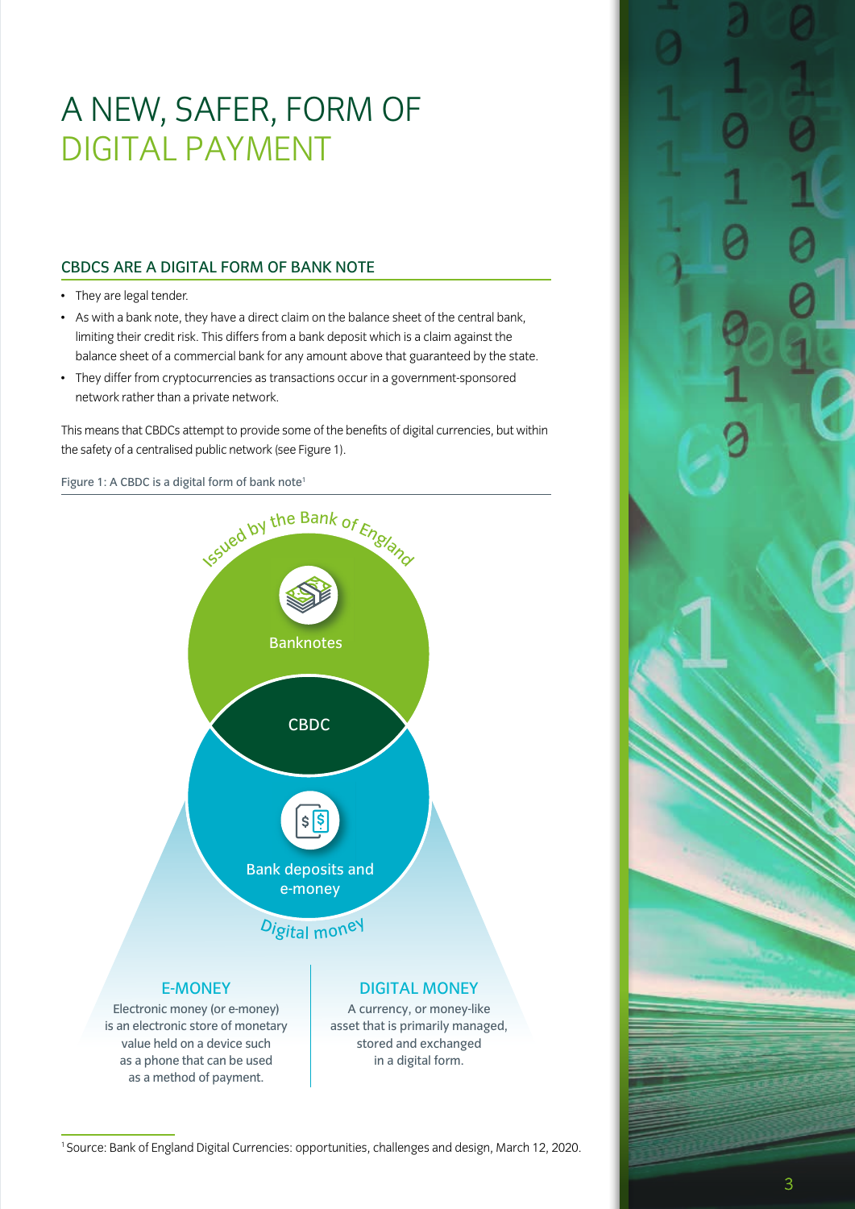# A NEW, SAFER, FORM OF DIGITAL PAYMENT

## CBDCS ARE A DIGITAL FORM OF BANK NOTE

- They are legal tender.
- As with a bank note, they have a direct claim on the balance sheet of the central bank, limiting their credit risk. This differs from a bank deposit which is a claim against the balance sheet of a commercial bank for any amount above that guaranteed by the state.
- They differ from cryptocurrencies as transactions occur in a government-sponsored network rather than a private network.

This means that CBDCs attempt to provide some of the benefits of digital currencies, but within the safety of a centralised public network (see Figure 1).

Figure 1: A CBDC is a digital form of bank note[1]

Issued by the Bank of England

Banknotes

CBDC

Bank deposits and e-money

Digital money

**E-MONEY**

Electronic money (or e-money) is an electronic store of monetary value held on a device such as a phone that can be used as a method of payment.

**DIGITAL MONEY**

A currency, or money-like asset that is primarily managed, stored and exchanged in a digital form.

[1] Source: Bank of England Digital Currencies: opportunities, challenges and design, March 12, 2020.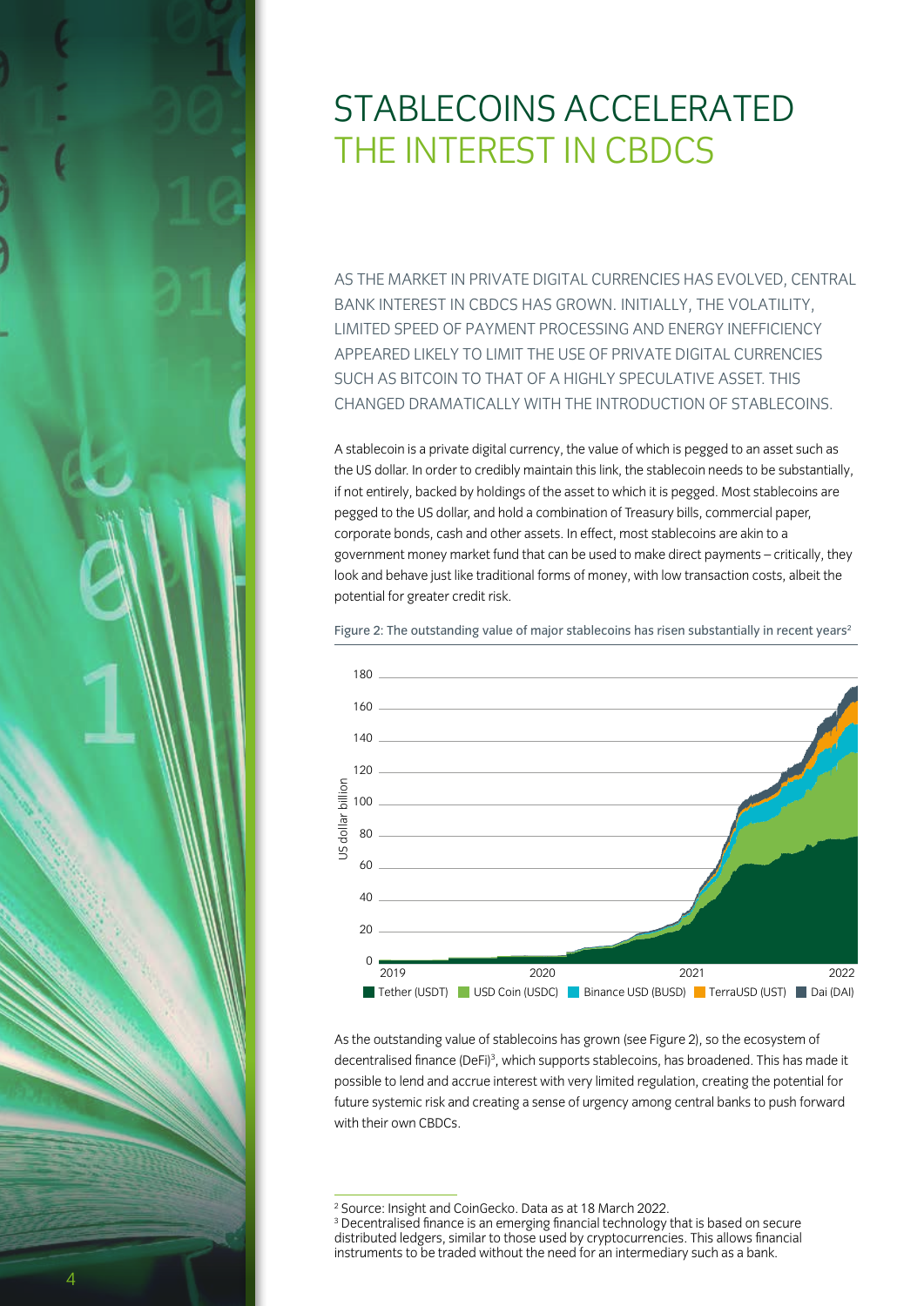# STABLECOINS ACCELERATED THE INTEREST IN CBDCS

AS THE MARKET IN PRIVATE DIGITAL CURRENCIES HAS EVOLVED, CENTRAL BANK INTEREST IN CBDCS HAS GROWN. INITIALLY, THE VOLATILITY, LIMITED SPEED OF PAYMENT PROCESSING AND ENERGY INEFFICIENCY APPEARED LIKELY TO LIMIT THE USE OF PRIVATE DIGITAL CURRENCIES SUCH AS BITCOIN TO THAT OF A HIGHLY SPECULATIVE ASSET. THIS CHANGED DRAMATICALLY WITH THE INTRODUCTION OF STABLECOINS.

A stablecoin is a private digital currency, the value of which is pegged to an asset such as the US dollar. In order to credibly maintain this link, the stablecoin needs to be substantially, if not entirely, backed by holdings of the asset to which it is pegged. Most stablecoins are pegged to the US dollar, and hold a combination of Treasury bills, commercial paper, corporate bonds, cash and other assets. In effect, most stablecoins are akin to a government money market fund that can be used to make direct payments – critically, they look and behave just like traditional forms of money, with low transaction costs, albeit the potential for greater credit risk.

Figure 2: The outstanding value of major stablecoins has risen substantially in recent years[2]

As the outstanding value of stablecoins has grown (see Figure 2), so the ecosystem of decentralised finance (DeFi)[3], which supports stablecoins, has broadened. This has made it possible to lend and accrue interest with very limited regulation, creating the potential for future systemic risk and creating a sense of urgency among central banks to push forward with their own CBDCs.

[2] Source: Insight and CoinGecko. Data as at 18 March 2022.

[3] Decentralised finance is an emerging financial technology that is based on secure distributed ledgers, similar to those used by cryptocurrencies. This allows financial instruments to be traded without the need for an intermediary such as a bank.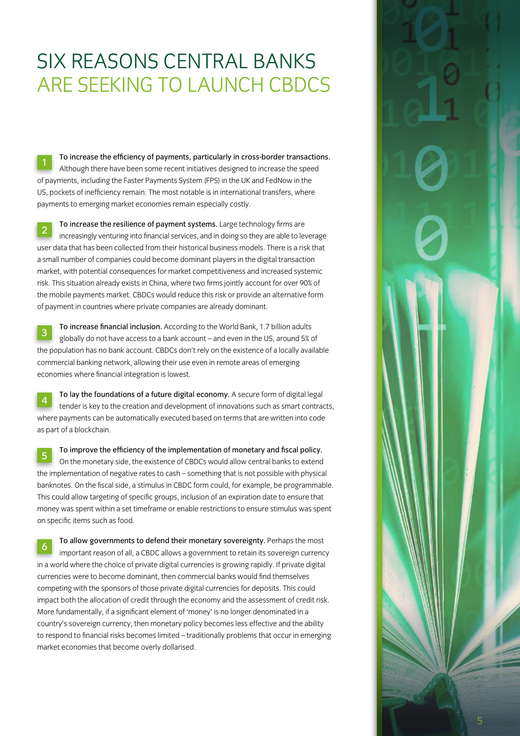# SIX REASONS CENTRAL BANKS ARE SEEKING TO LAUNCH CBDCS

1. **To increase the efficiency of payments, particularly in cross-border transactions.** Although there have been some recent initiatives designed to increase the speed of payments, including the Faster Payments System (FPS) in the UK and FedNow in the US, pockets of inefficiency remain. The most notable is in international transfers, where payments to emerging market economies remain especially costly.

2. **To increase the resilience of payment systems.** Large technology firms are increasingly venturing into financial services, and in doing so they are able to leverage user data that has been collected from their historical business models. There is a risk that a small number of companies could become dominant players in the digital transaction market, with potential consequences for market competitiveness and increased systemic risk. This situation already exists in China, where two firms jointly account for over 90% of the mobile payments market. CBDCs would reduce this risk or provide an alternative form of payment in countries where private companies are already dominant.

3. **To increase financial inclusion.** According to the World Bank, 1.7 billion adults globally do not have access to a bank account – and even in the US, around 5% of the population has no bank account. CBDCs don't rely on the existence of a locally available commercial banking network, allowing their use even in remote areas of emerging economies where financial integration is lowest.

4. **To lay the foundations of a future digital economy.** A secure form of digital legal tender is key to the creation and development of innovations such as smart contracts, where payments can be automatically executed based on terms that are written into code as part of a blockchain.

5. **To improve the efficiency of the implementation of monetary and fiscal policy.** On the monetary side, the existence of CBDCs would allow central banks to extend the implementation of negative rates to cash – something that is not possible with physical banknotes. On the fiscal side, a stimulus in CBDC form could, for example, be programmable. This could allow targeting of specific groups, inclusion of an expiration date to ensure that money was spent within a set timeframe or enable restrictions to ensure stimulus was spent on specific items such as food.

6. **To allow governments to defend their monetary sovereignty.** Perhaps the most important reason of all, a CBDC allows a government to retain its sovereign currency in a world where the choice of private digital currencies is growing rapidly. If private digital currencies were to become dominant, then commercial banks would find themselves competing with the sponsors of those private digital currencies for deposits. This could impact both the allocation of credit through the economy and the assessment of credit risk. More fundamentally, if a significant element of 'money' is no longer denominated in a country's sovereign currency, then monetary policy becomes less effective and the ability to respond to financial risks becomes limited – traditionally problems that occur in emerging market economies that become overly dollarised.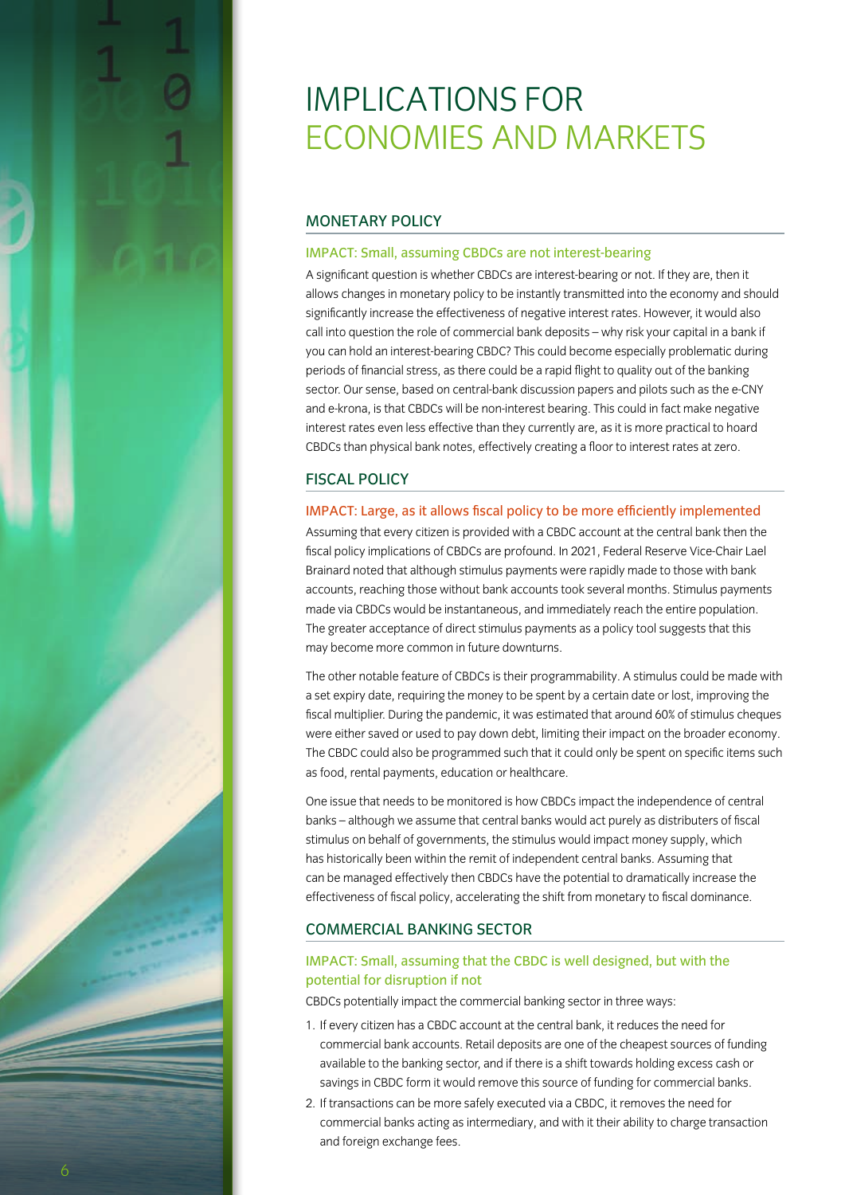# IMPLICATIONS FOR ECONOMIES AND MARKETS

## MONETARY POLICY

### IMPACT: Small, assuming CBDCs are not interest-bearing

A significant question is whether CBDCs are interest-bearing or not. If they are, then it allows changes in monetary policy to be instantly transmitted into the economy and should significantly increase the effectiveness of negative interest rates. However, it would also call into question the role of commercial bank deposits – why risk your capital in a bank if you can hold an interest-bearing CBDC? This could become especially problematic during periods of financial stress, as there could be a rapid flight to quality out of the banking sector. Our sense, based on central-bank discussion papers and pilots such as the e-CNY and e-krona, is that CBDCs will be non-interest bearing. This could in fact make negative interest rates even less effective than they currently are, as it is more practical to hoard CBDCs than physical bank notes, effectively creating a floor to interest rates at zero.

## FISCAL POLICY

### IMPACT: Large, as it allows fiscal policy to be more efficiently implemented

Assuming that every citizen is provided with a CBDC account at the central bank then the fiscal policy implications of CBDCs are profound. In 2021, Federal Reserve Vice-Chair Lael Brainard noted that although stimulus payments were rapidly made to those with bank accounts, reaching those without bank accounts took several months. Stimulus payments made via CBDCs would be instantaneous, and immediately reach the entire population. The greater acceptance of direct stimulus payments as a policy tool suggests that this may become more common in future downturns.

The other notable feature of CBDCs is their programmability. A stimulus could be made with a set expiry date, requiring the money to be spent by a certain date or lost, improving the fiscal multiplier. During the pandemic, it was estimated that around 60% of stimulus cheques were either saved or used to pay down debt, limiting their impact on the broader economy. The CBDC could also be programmed such that it could only be spent on specific items such as food, rental payments, education or healthcare.

One issue that needs to be monitored is how CBDCs impact the independence of central banks – although we assume that central banks would act purely as distributers of fiscal stimulus on behalf of governments, the stimulus would impact money supply, which has historically been within the remit of independent central banks. Assuming that can be managed effectively then CBDCs have the potential to dramatically increase the effectiveness of fiscal policy, accelerating the shift from monetary to fiscal dominance.

## COMMERCIAL BANKING SECTOR

### IMPACT: Small, assuming that the CBDC is well designed, but with the potential for disruption if not

CBDCs potentially impact the commercial banking sector in three ways:

1. If every citizen has a CBDC account at the central bank, it reduces the need for commercial bank accounts. Retail deposits are one of the cheapest sources of funding available to the banking sector, and if there is a shift towards holding excess cash or savings in CBDC form it would remove this source of funding for commercial banks.
2. If transactions can be more safely executed via a CBDC, it removes the need for commercial banks acting as intermediary, and with it their ability to charge transaction and foreign exchange fees.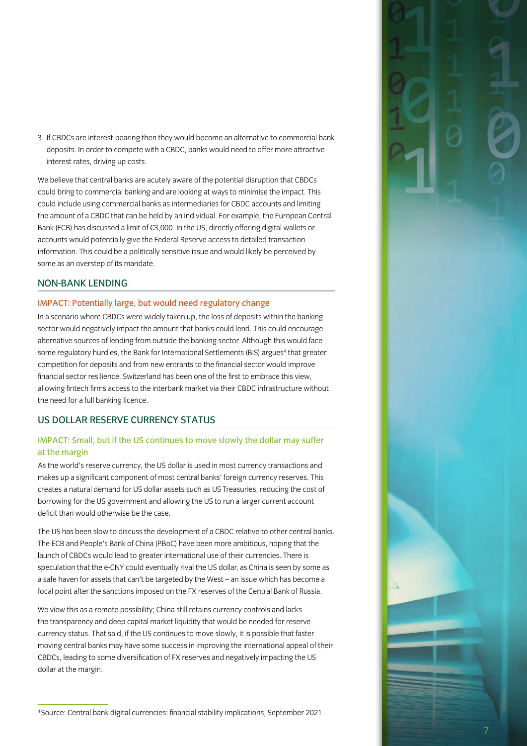3. If CBDCs are interest-bearing then they would become an alternative to commercial bank deposits. In order to compete with a CBDC, banks would need to offer more attractive interest rates, driving up costs.

We believe that central banks are acutely aware of the potential disruption that CBDCs could bring to commercial banking and are looking at ways to minimise the impact. This could include using commercial banks as intermediaries for CBDC accounts and limiting the amount of a CBDC that can be held by an individual. For example, the European Central Bank (ECB) has discussed a limit of €3,000. In the US, directly offering digital wallets or accounts would potentially give the Federal Reserve access to detailed transaction information. This could be a politically sensitive issue and would likely be perceived by some as an overstep of its mandate.

## NON-BANK LENDING

### IMPACT: Potentially large, but would need regulatory change

In a scenario where CBDCs were widely taken up, the loss of deposits within the banking sector would negatively impact the amount that banks could lend. This could encourage alternative sources of lending from outside the banking sector. Although this would face some regulatory hurdles, the Bank for International Settlements (BIS) argues[4] that greater competition for deposits and from new entrants to the financial sector would improve financial sector resilience. Switzerland has been one of the first to embrace this view, allowing fintech firms access to the interbank market via their CBDC infrastructure without the need for a full banking licence.

## US DOLLAR RESERVE CURRENCY STATUS

### IMPACT: Small, but if the US continues to move slowly the dollar may suffer at the margin

As the world's reserve currency, the US dollar is used in most currency transactions and makes up a significant component of most central banks' foreign currency reserves. This creates a natural demand for US dollar assets such as US Treasuries, reducing the cost of borrowing for the US government and allowing the US to run a larger current account deficit than would otherwise be the case.

The US has been slow to discuss the development of a CBDC relative to other central banks. The ECB and People's Bank of China (PBoC) have been more ambitious, hoping that the launch of CBDCs would lead to greater international use of their currencies. There is speculation that the e-CNY could eventually rival the US dollar, as China is seen by some as a safe haven for assets that can't be targeted by the West – an issue which has become a focal point after the sanctions imposed on the FX reserves of the Central Bank of Russia.

We view this as a remote possibility; China still retains currency controls and lacks the transparency and deep capital market liquidity that would be needed for reserve currency status. That said, if the US continues to move slowly, it is possible that faster moving central banks may have some success in improving the international appeal of their CBDCs, leading to some diversification of FX reserves and negatively impacting the US dollar at the margin.

---

[4] Source: Central bank digital currencies: financial stability implications, September 2021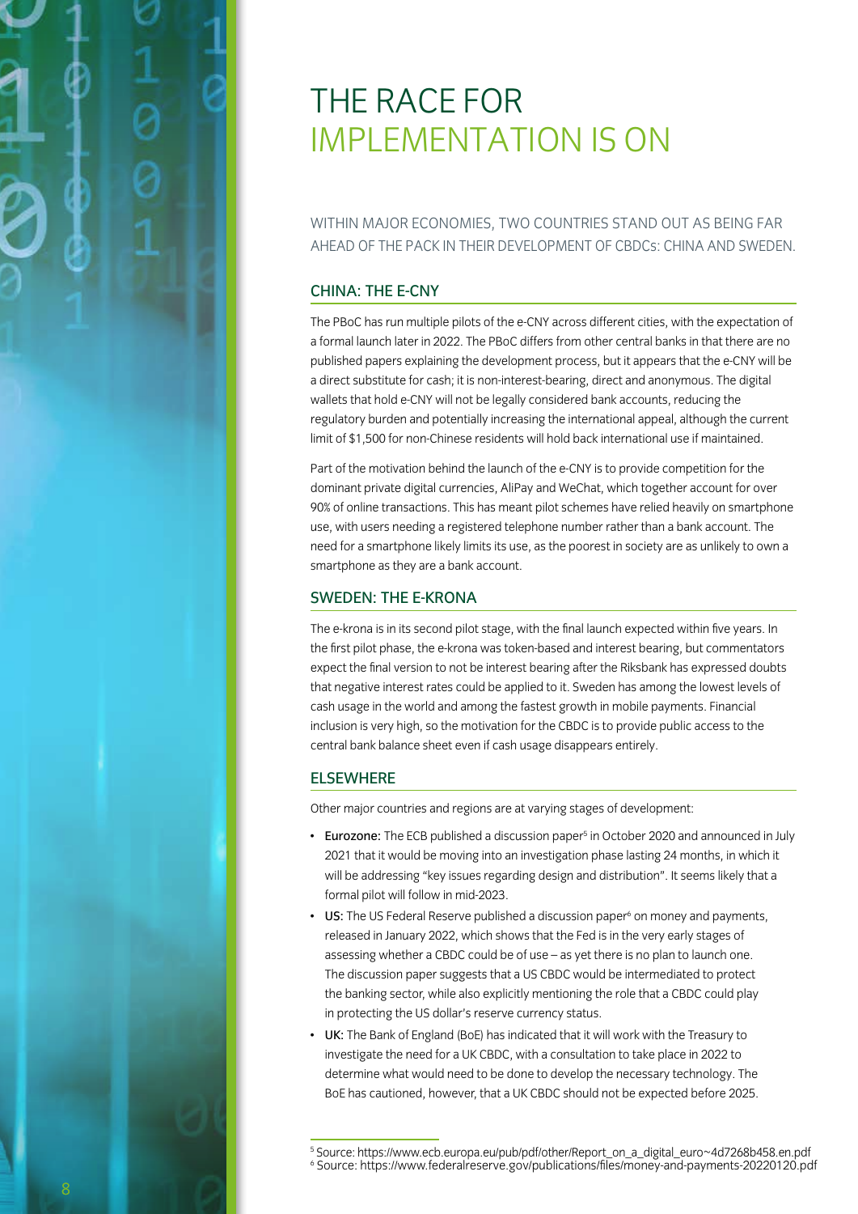# THE RACE FOR IMPLEMENTATION IS ON

WITHIN MAJOR ECONOMIES, TWO COUNTRIES STAND OUT AS BEING FAR AHEAD OF THE PACK IN THEIR DEVELOPMENT OF CBDCs: CHINA AND SWEDEN.

## CHINA: THE E-CNY

The PBoC has run multiple pilots of the e-CNY across different cities, with the expectation of a formal launch later in 2022. The PBoC differs from other central banks in that there are no published papers explaining the development process, but it appears that the e-CNY will be a direct substitute for cash; it is non-interest-bearing, direct and anonymous. The digital wallets that hold e-CNY will not be legally considered bank accounts, reducing the regulatory burden and potentially increasing the international appeal, although the current limit of $1,500 for non-Chinese residents will hold back international use if maintained.

Part of the motivation behind the launch of the e-CNY is to provide competition for the dominant private digital currencies, AliPay and WeChat, which together account for over 90% of online transactions. This has meant pilot schemes have relied heavily on smartphone use, with users needing a registered telephone number rather than a bank account. The need for a smartphone likely limits its use, as the poorest in society are as unlikely to own a smartphone as they are a bank account.

## SWEDEN: THE E-KRONA

The e-krona is in its second pilot stage, with the final launch expected within five years. In the first pilot phase, the e-krona was token-based and interest bearing, but commentators expect the final version to not be interest bearing after the Riksbank has expressed doubts that negative interest rates could be applied to it. Sweden has among the lowest levels of cash usage in the world and among the fastest growth in mobile payments. Financial inclusion is very high, so the motivation for the CBDC is to provide public access to the central bank balance sheet even if cash usage disappears entirely.

## ELSEWHERE

Other major countries and regions are at varying stages of development:

- **Eurozone:** The ECB published a discussion paper[5] in October 2020 and announced in July 2021 that it would be moving into an investigation phase lasting 24 months, in which it will be addressing "key issues regarding design and distribution". It seems likely that a formal pilot will follow in mid-2023.
- **US:** The US Federal Reserve published a discussion paper[6] on money and payments, released in January 2022, which shows that the Fed is in the very early stages of assessing whether a CBDC could be of use – as yet there is no plan to launch one. The discussion paper suggests that a US CBDC would be intermediated to protect the banking sector, while also explicitly mentioning the role that a CBDC could play in protecting the US dollar's reserve currency status.
- **UK:** The Bank of England (BoE) has indicated that it will work with the Treasury to investigate the need for a UK CBDC, with a consultation to take place in 2022 to determine what would need to be done to develop the necessary technology. The BoE has cautioned, however, that a UK CBDC should not be expected before 2025.

[5] Source: https://www.ecb.europa.eu/pub/pdf/other/Report_on_a_digital_euro~4d7268b458.en.pdf
[6] Source: https://www.federalreserve.gov/publications/files/money-and-payments-20220120.pdf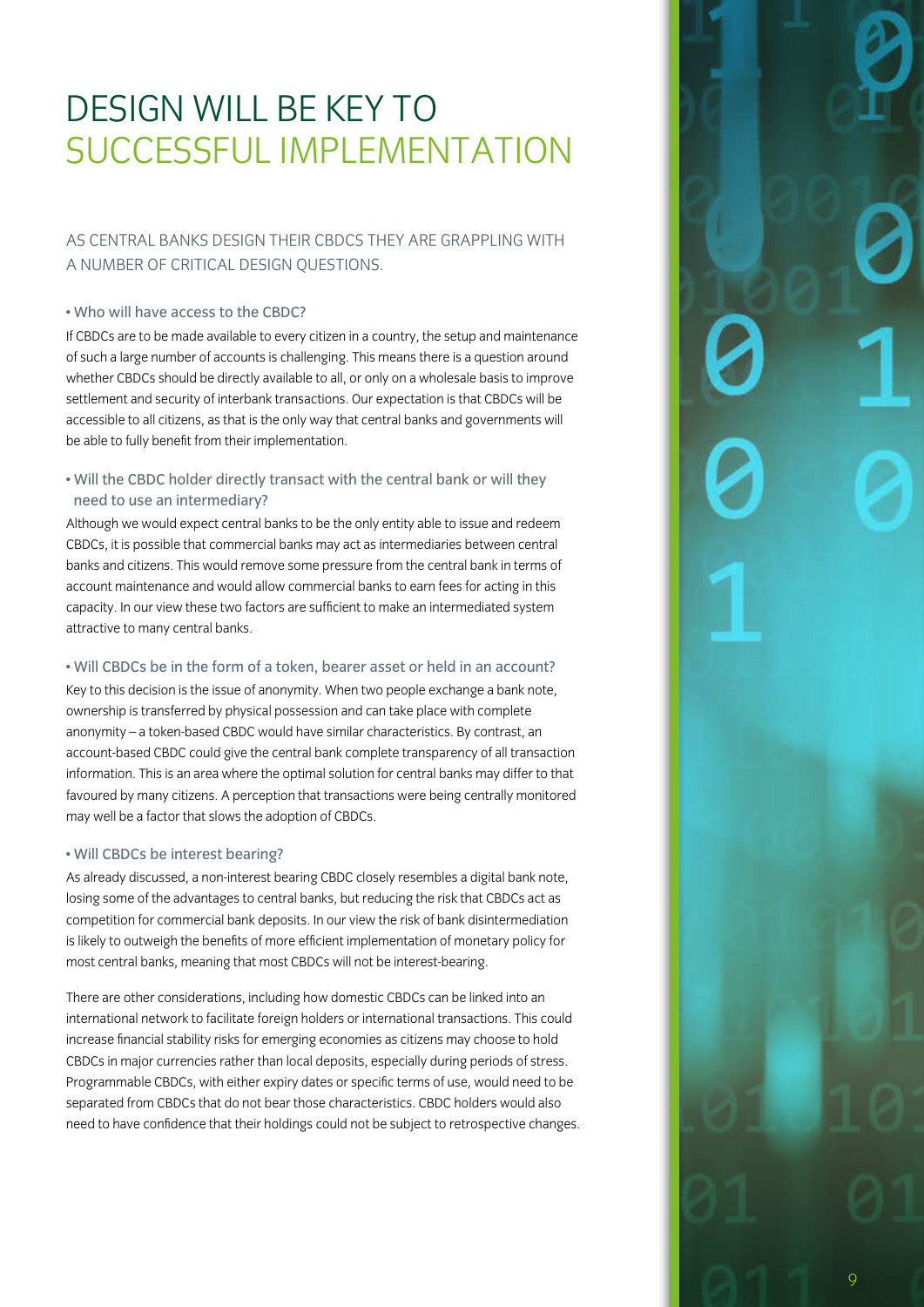# DESIGN WILL BE KEY TO SUCCESSFUL IMPLEMENTATION

## AS CENTRAL BANKS DESIGN THEIR CBDCS THEY ARE GRAPPLING WITH A NUMBER OF CRITICAL DESIGN QUESTIONS.

### • Who will have access to the CBDC?

If CBDCs are to be made available to every citizen in a country, the setup and maintenance of such a large number of accounts is challenging. This means there is a question around whether CBDCs should be directly available to all, or only on a wholesale basis to improve settlement and security of interbank transactions. Our expectation is that CBDCs will be accessible to all citizens, as that is the only way that central banks and governments will be able to fully benefit from their implementation.

### • Will the CBDC holder directly transact with the central bank or will they need to use an intermediary?

Although we would expect central banks to be the only entity able to issue and redeem CBDCs, it is possible that commercial banks may act as intermediaries between central banks and citizens. This would remove some pressure from the central bank in terms of account maintenance and would allow commercial banks to earn fees for acting in this capacity. In our view these two factors are sufficient to make an intermediated system attractive to many central banks.

### • Will CBDCs be in the form of a token, bearer asset or held in an account?

Key to this decision is the issue of anonymity. When two people exchange a bank note, ownership is transferred by physical possession and can take place with complete anonymity – a token-based CBDC would have similar characteristics. By contrast, an account-based CBDC could give the central bank complete transparency of all transaction information. This is an area where the optimal solution for central banks may differ to that favoured by many citizens. A perception that transactions were being centrally monitored may well be a factor that slows the adoption of CBDCs.

### • Will CBDCs be interest bearing?

As already discussed, a non-interest bearing CBDC closely resembles a digital bank note, losing some of the advantages to central banks, but reducing the risk that CBDCs act as competition for commercial bank deposits. In our view the risk of bank disintermediation is likely to outweigh the benefits of more efficient implementation of monetary policy for most central banks, meaning that most CBDCs will not be interest-bearing.

There are other considerations, including how domestic CBDCs can be linked into an international network to facilitate foreign holders or international transactions. This could increase financial stability risks for emerging economies as citizens may choose to hold CBDCs in major currencies rather than local deposits, especially during periods of stress. Programmable CBDCs, with either expiry dates or specific terms of use, would need to be separated from CBDCs that do not bear those characteristics. CBDC holders would also need to have confidence that their holdings could not be subject to retrospective changes.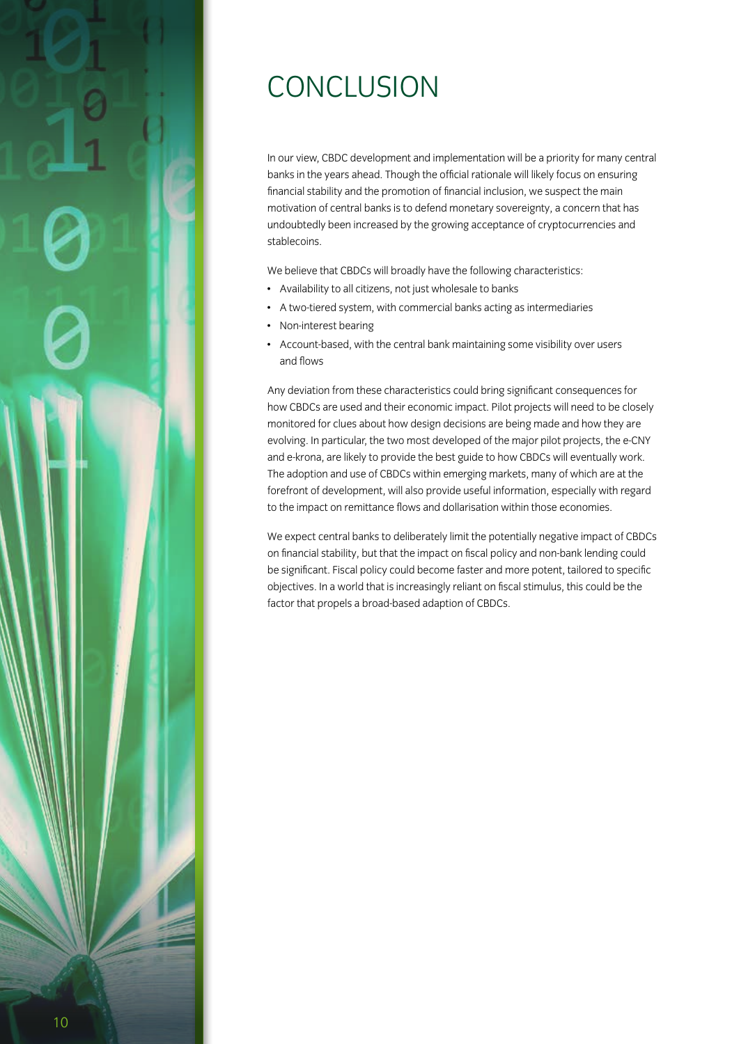# CONCLUSION

In our view, CBDC development and implementation will be a priority for many central banks in the years ahead. Though the official rationale will likely focus on ensuring financial stability and the promotion of financial inclusion, we suspect the main motivation of central banks is to defend monetary sovereignty, a concern that has undoubtedly been increased by the growing acceptance of cryptocurrencies and stablecoins.

We believe that CBDCs will broadly have the following characteristics:

- Availability to all citizens, not just wholesale to banks
- A two-tiered system, with commercial banks acting as intermediaries
- Non-interest bearing
- Account-based, with the central bank maintaining some visibility over users and flows

Any deviation from these characteristics could bring significant consequences for how CBDCs are used and their economic impact. Pilot projects will need to be closely monitored for clues about how design decisions are being made and how they are evolving. In particular, the two most developed of the major pilot projects, the e-CNY and e-krona, are likely to provide the best guide to how CBDCs will eventually work. The adoption and use of CBDCs within emerging markets, many of which are at the forefront of development, will also provide useful information, especially with regard to the impact on remittance flows and dollarisation within those economies.

We expect central banks to deliberately limit the potentially negative impact of CBDCs on financial stability, but that the impact on fiscal policy and non-bank lending could be significant. Fiscal policy could become faster and more potent, tailored to specific objectives. In a world that is increasingly reliant on fiscal stimulus, this could be the factor that propels a broad-based adaption of CBDCs.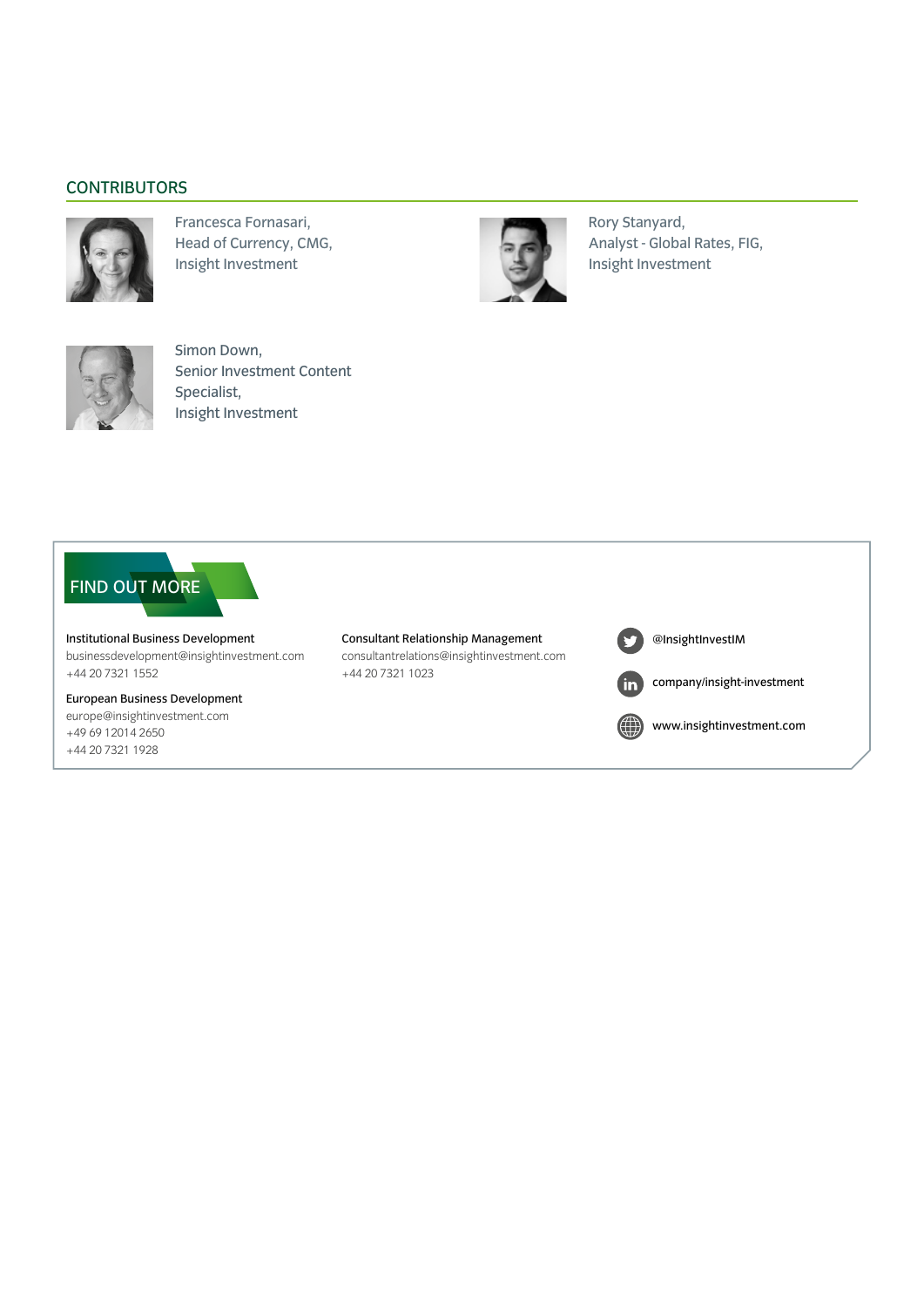## CONTRIBUTORS

Francesca Fornasari,
Head of Currency, CMG,
Insight Investment

Rory Stanyard,
Analyst - Global Rates, FIG,
Insight Investment

Simon Down,
Senior Investment Content Specialist,
Insight Investment

## FIND OUT MORE

**Institutional Business Development**
businessdevelopment@insightinvestment.com
+44 20 7321 1552

**European Business Development**
europe@insightinvestment.com
+49 69 12014 2650
+44 20 7321 1928

**Consultant Relationship Management**
consultantrelations@insightinvestment.com
+44 20 7321 1023

@InsightInvestIM

company/insight-investment

www.insightinvestment.com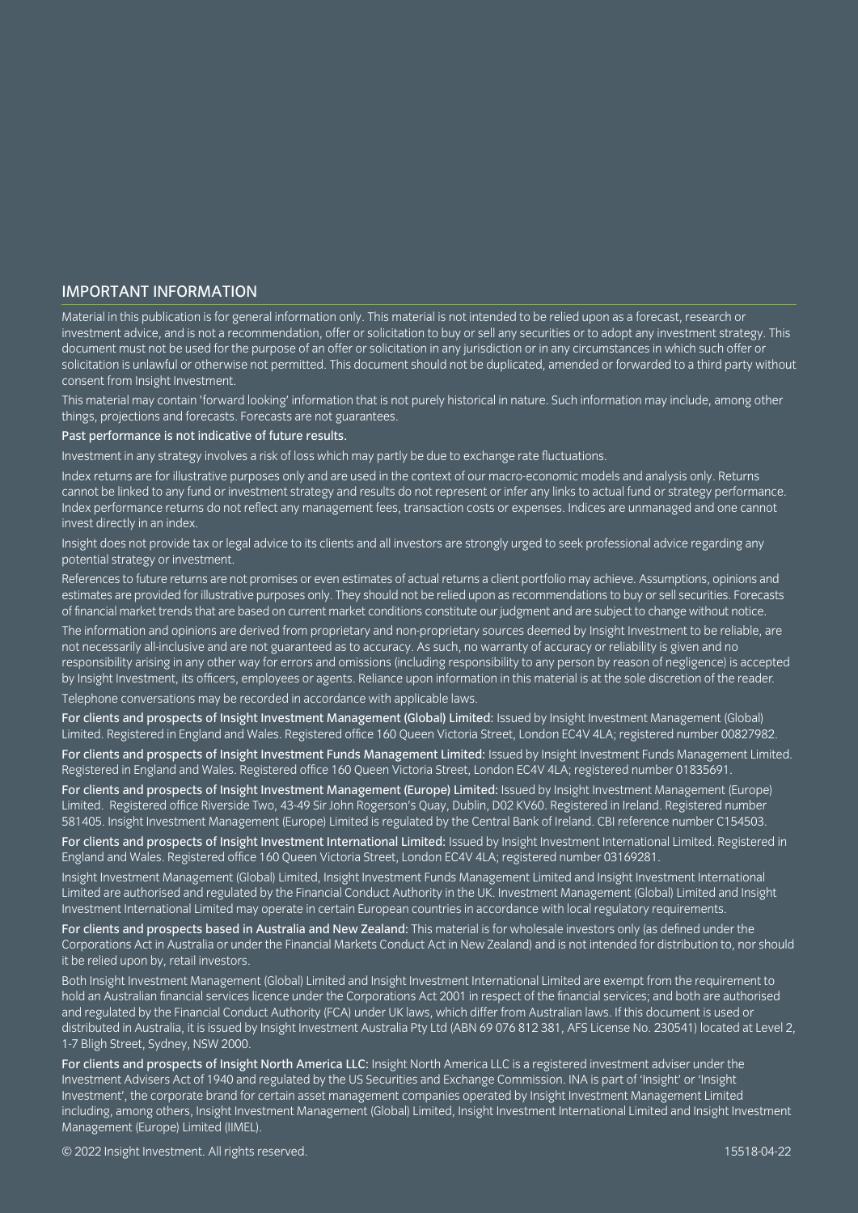## IMPORTANT INFORMATION

Material in this publication is for general information only. This material is not intended to be relied upon as a forecast, research or investment advice, and is not a recommendation, offer or solicitation to buy or sell any securities or to adopt any investment strategy. This document must not be used for the purpose of an offer or solicitation in any jurisdiction or in any circumstances in which such offer or solicitation is unlawful or otherwise not permitted. This document should not be duplicated, amended or forwarded to a third party without consent from Insight Investment.

This material may contain 'forward looking' information that is not purely historical in nature. Such information may include, among other things, projections and forecasts. Forecasts are not guarantees.

**Past performance is not indicative of future results.**

Investment in any strategy involves a risk of loss which may partly be due to exchange rate fluctuations.

Index returns are for illustrative purposes only and are used in the context of our macro-economic models and analysis only. Returns cannot be linked to any fund or investment strategy and results do not represent or infer any links to actual fund or strategy performance. Index performance returns do not reflect any management fees, transaction costs or expenses. Indices are unmanaged and one cannot invest directly in an index.

Insight does not provide tax or legal advice to its clients and all investors are strongly urged to seek professional advice regarding any potential strategy or investment.

References to future returns are not promises or even estimates of actual returns a client portfolio may achieve. Assumptions, opinions and estimates are provided for illustrative purposes only. They should not be relied upon as recommendations to buy or sell securities. Forecasts of financial market trends that are based on current market conditions constitute our judgment and are subject to change without notice.

The information and opinions are derived from proprietary and non-proprietary sources deemed by Insight Investment to be reliable, are not necessarily all-inclusive and are not guaranteed as to accuracy. As such, no warranty of accuracy or reliability is given and no responsibility arising in any other way for errors and omissions (including responsibility to any person by reason of negligence) is accepted by Insight Investment, its officers, employees or agents. Reliance upon information in this material is at the sole discretion of the reader.

Telephone conversations may be recorded in accordance with applicable laws.

**For clients and prospects of Insight Investment Management (Global) Limited:** Issued by Insight Investment Management (Global) Limited. Registered in England and Wales. Registered office 160 Queen Victoria Street, London EC4V 4LA; registered number 00827982.

**For clients and prospects of Insight Investment Funds Management Limited:** Issued by Insight Investment Funds Management Limited. Registered in England and Wales. Registered office 160 Queen Victoria Street, London EC4V 4LA; registered number 01835691.

**For clients and prospects of Insight Investment Management (Europe) Limited:** Issued by Insight Investment Management (Europe) Limited. Registered office Riverside Two, 43-49 Sir John Rogerson's Quay, Dublin, D02 KV60. Registered in Ireland. Registered number 581405. Insight Investment Management (Europe) Limited is regulated by the Central Bank of Ireland. CBI reference number C154503.

**For clients and prospects of Insight Investment International Limited:** Issued by Insight Investment International Limited. Registered in England and Wales. Registered office 160 Queen Victoria Street, London EC4V 4LA; registered number 03169281.

Insight Investment Management (Global) Limited, Insight Investment Funds Management Limited and Insight Investment International Limited are authorised and regulated by the Financial Conduct Authority in the UK. Investment Management (Global) Limited and Insight Investment International Limited may operate in certain European countries in accordance with local regulatory requirements.

**For clients and prospects based in Australia and New Zealand:** This material is for wholesale investors only (as defined under the Corporations Act in Australia or under the Financial Markets Conduct Act in New Zealand) and is not intended for distribution to, nor should it be relied upon by, retail investors.

Both Insight Investment Management (Global) Limited and Insight Investment International Limited are exempt from the requirement to hold an Australian financial services licence under the Corporations Act 2001 in respect of the financial services; and both are authorised and regulated by the Financial Conduct Authority (FCA) under UK laws, which differ from Australian laws. If this document is used or distributed in Australia, it is issued by Insight Investment Australia Pty Ltd (ABN 69 076 812 381, AFS License No. 230541) located at Level 2, 1-7 Bligh Street, Sydney, NSW 2000.

**For clients and prospects of Insight North America LLC:** Insight North America LLC is a registered investment adviser under the Investment Advisers Act of 1940 and regulated by the US Securities and Exchange Commission. INA is part of 'Insight' or 'Insight Investment', the corporate brand for certain asset management companies operated by Insight Investment Management Limited including, among others, Insight Investment Management (Global) Limited, Insight Investment International Limited and Insight Investment Management (Europe) Limited (IIMEL).

© 2022 Insight Investment. All rights reserved. 15518-04-22